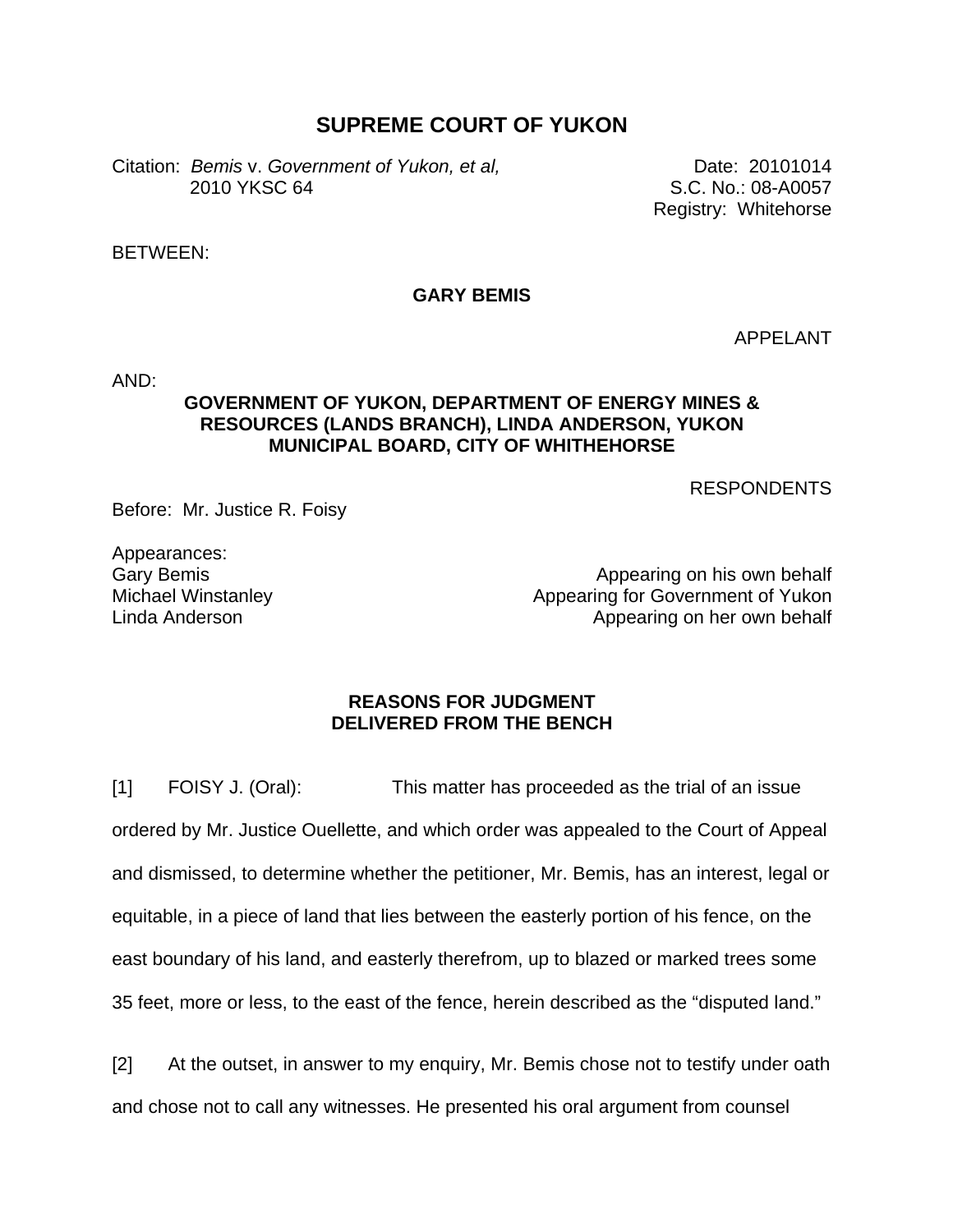# SUPREME COURT OF YUKON

Citation: *Bemis* v. *Government of Yukon, et al,* 2010 YKSC 64

Date: 20101014
S.C. No.: 08-A0057
Registry: Whitehorse

BETWEEN:

**GARY BEMIS**

APPELLANT

AND:

**GOVERNMENT OF YUKON, DEPARTMENT OF ENERGY MINES & RESOURCES (LANDS BRANCH), LINDA ANDERSON, YUKON MUNICIPAL BOARD, CITY OF WHITHEHORSE**

RESPONDENTS

Before: Mr. Justice R. Foisy

Appearances:

| | |
|---|---|
| Gary Bemis | Appearing on his own behalf |
| Michael Winstanley | Appearing for Government of Yukon |
| Linda Anderson | Appearing on her own behalf |

## REASONS FOR JUDGMENT DELIVERED FROM THE BENCH

[1] FOISY J. (Oral): This matter has proceeded as the trial of an issue ordered by Mr. Justice Ouellette, and which order was appealed to the Court of Appeal and dismissed, to determine whether the petitioner, Mr. Bemis, has an interest, legal or equitable, in a piece of land that lies between the easterly portion of his fence, on the east boundary of his land, and easterly therefrom, up to blazed or marked trees some 35 feet, more or less, to the east of the fence, herein described as the "disputed land."

[2] At the outset, in answer to my enquiry, Mr. Bemis chose not to testify under oath and chose not to call any witnesses. He presented his oral argument from counsel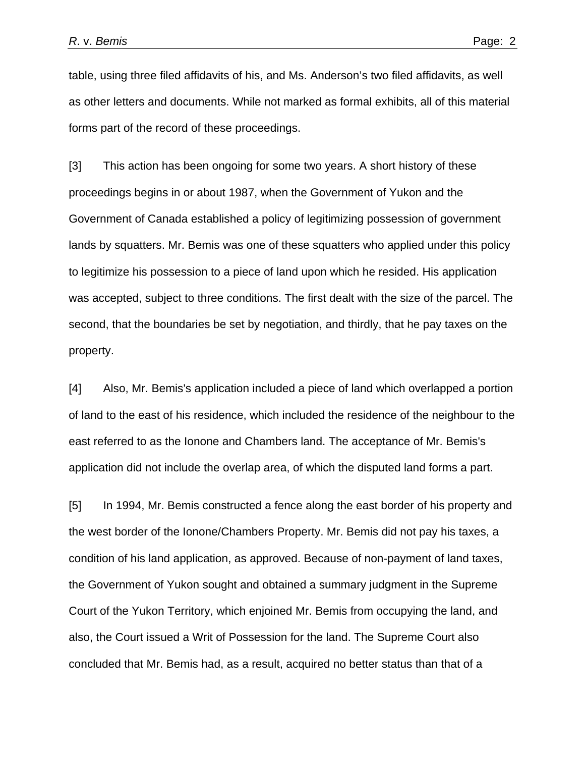table, using three filed affidavits of his, and Ms. Anderson's two filed affidavits, as well as other letters and documents. While not marked as formal exhibits, all of this material forms part of the record of these proceedings.

[3] This action has been ongoing for some two years. A short history of these proceedings begins in or about 1987, when the Government of Yukon and the Government of Canada established a policy of legitimizing possession of government lands by squatters. Mr. Bemis was one of these squatters who applied under this policy to legitimize his possession to a piece of land upon which he resided. His application was accepted, subject to three conditions. The first dealt with the size of the parcel. The second, that the boundaries be set by negotiation, and thirdly, that he pay taxes on the property.

[4] Also, Mr. Bemis's application included a piece of land which overlapped a portion of land to the east of his residence, which included the residence of the neighbour to the east referred to as the Ionone and Chambers land. The acceptance of Mr. Bemis's application did not include the overlap area, of which the disputed land forms a part.

[5] In 1994, Mr. Bemis constructed a fence along the east border of his property and the west border of the Ionone/Chambers Property. Mr. Bemis did not pay his taxes, a condition of his land application, as approved. Because of non-payment of land taxes, the Government of Yukon sought and obtained a summary judgment in the Supreme Court of the Yukon Territory, which enjoined Mr. Bemis from occupying the land, and also, the Court issued a Writ of Possession for the land. The Supreme Court also concluded that Mr. Bemis had, as a result, acquired no better status than that of a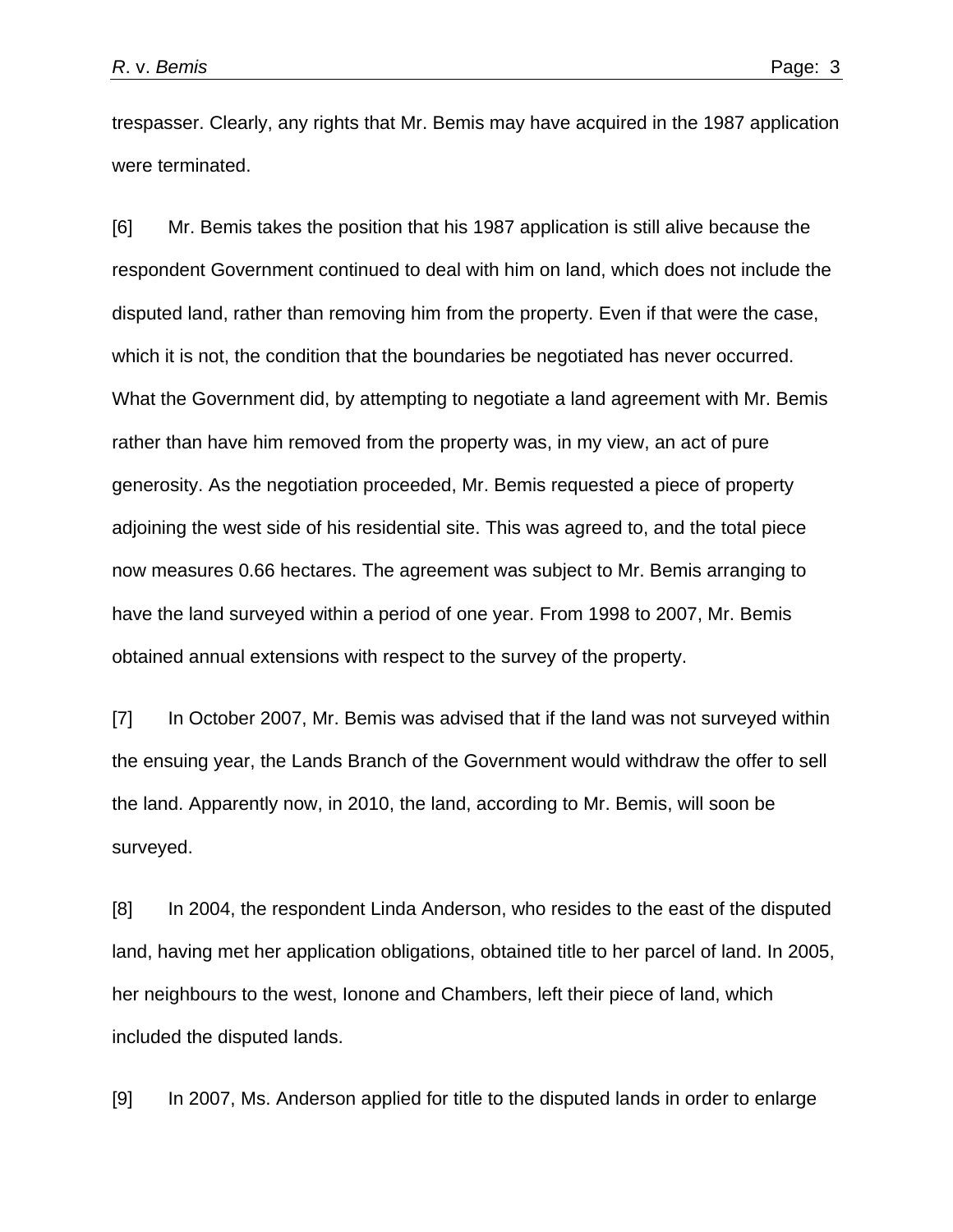trespasser. Clearly, any rights that Mr. Bemis may have acquired in the 1987 application were terminated.

[6] Mr. Bemis takes the position that his 1987 application is still alive because the respondent Government continued to deal with him on land, which does not include the disputed land, rather than removing him from the property. Even if that were the case, which it is not, the condition that the boundaries be negotiated has never occurred. What the Government did, by attempting to negotiate a land agreement with Mr. Bemis rather than have him removed from the property was, in my view, an act of pure generosity. As the negotiation proceeded, Mr. Bemis requested a piece of property adjoining the west side of his residential site. This was agreed to, and the total piece now measures 0.66 hectares. The agreement was subject to Mr. Bemis arranging to have the land surveyed within a period of one year. From 1998 to 2007, Mr. Bemis obtained annual extensions with respect to the survey of the property.

[7] In October 2007, Mr. Bemis was advised that if the land was not surveyed within the ensuing year, the Lands Branch of the Government would withdraw the offer to sell the land. Apparently now, in 2010, the land, according to Mr. Bemis, will soon be surveyed.

[8] In 2004, the respondent Linda Anderson, who resides to the east of the disputed land, having met her application obligations, obtained title to her parcel of land. In 2005, her neighbours to the west, Ionone and Chambers, left their piece of land, which included the disputed lands.

[9] In 2007, Ms. Anderson applied for title to the disputed lands in order to enlarge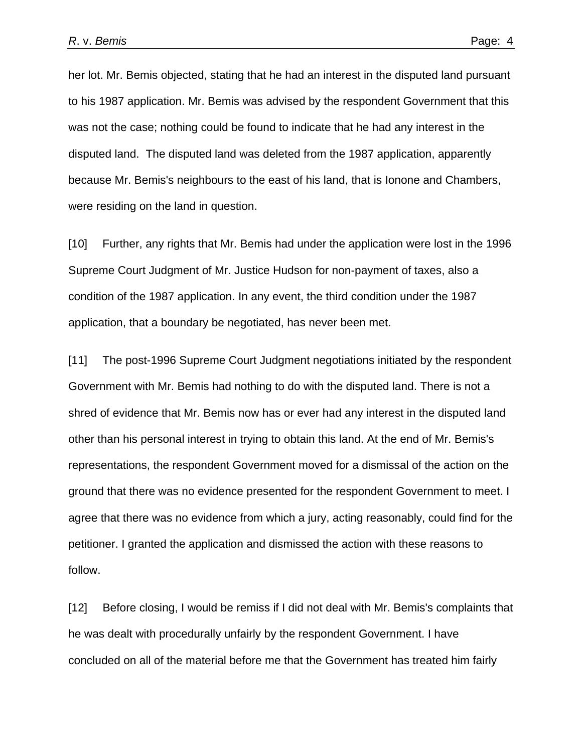her lot. Mr. Bemis objected, stating that he had an interest in the disputed land pursuant to his 1987 application. Mr. Bemis was advised by the respondent Government that this was not the case; nothing could be found to indicate that he had any interest in the disputed land.  The disputed land was deleted from the 1987 application, apparently because Mr. Bemis's neighbours to the east of his land, that is Ionone and Chambers, were residing on the land in question.

[10] Further, any rights that Mr. Bemis had under the application were lost in the 1996 Supreme Court Judgment of Mr. Justice Hudson for non-payment of taxes, also a condition of the 1987 application. In any event, the third condition under the 1987 application, that a boundary be negotiated, has never been met.

[11] The post-1996 Supreme Court Judgment negotiations initiated by the respondent Government with Mr. Bemis had nothing to do with the disputed land. There is not a shred of evidence that Mr. Bemis now has or ever had any interest in the disputed land other than his personal interest in trying to obtain this land. At the end of Mr. Bemis's representations, the respondent Government moved for a dismissal of the action on the ground that there was no evidence presented for the respondent Government to meet. I agree that there was no evidence from which a jury, acting reasonably, could find for the petitioner. I granted the application and dismissed the action with these reasons to follow.

[12] Before closing, I would be remiss if I did not deal with Mr. Bemis's complaints that he was dealt with procedurally unfairly by the respondent Government. I have concluded on all of the material before me that the Government has treated him fairly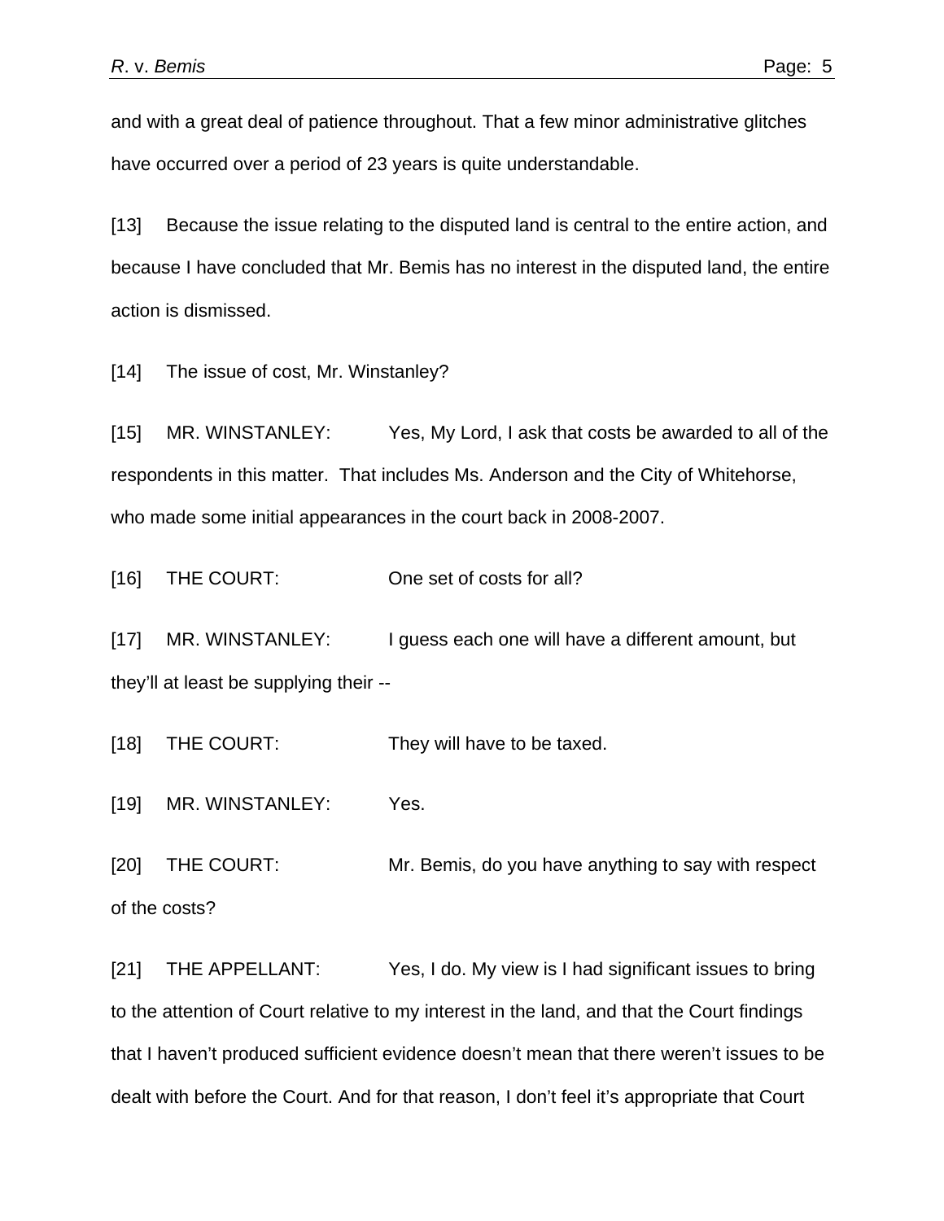and with a great deal of patience throughout. That a few minor administrative glitches have occurred over a period of 23 years is quite understandable.

[13] Because the issue relating to the disputed land is central to the entire action, and because I have concluded that Mr. Bemis has no interest in the disputed land, the entire action is dismissed.

[14] The issue of cost, Mr. Winstanley?

[15] MR. WINSTANLEY: Yes, My Lord, I ask that costs be awarded to all of the respondents in this matter. That includes Ms. Anderson and the City of Whitehorse, who made some initial appearances in the court back in 2008-2007.

[16] THE COURT: One set of costs for all?

[17] MR. WINSTANLEY: I guess each one will have a different amount, but they'll at least be supplying their --

[18] THE COURT: They will have to be taxed.

[19] MR. WINSTANLEY: Yes.

[20] THE COURT: Mr. Bemis, do you have anything to say with respect of the costs?

[21] THE APPELLANT: Yes, I do. My view is I had significant issues to bring to the attention of Court relative to my interest in the land, and that the Court findings that I haven't produced sufficient evidence doesn't mean that there weren't issues to be dealt with before the Court. And for that reason, I don't feel it's appropriate that Court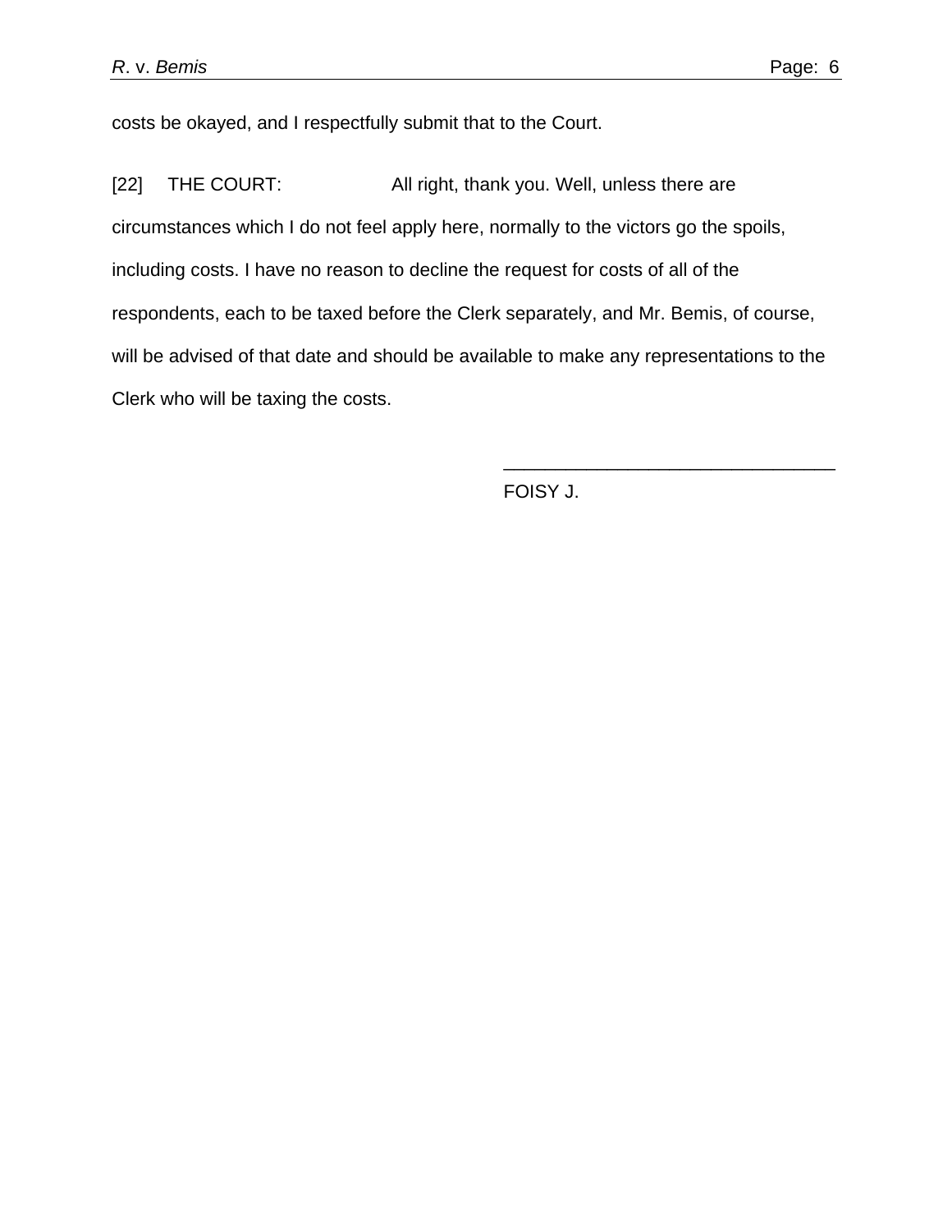costs be okayed, and I respectfully submit that to the Court.

[22] THE COURT: All right, thank you. Well, unless there are circumstances which I do not feel apply here, normally to the victors go the spoils, including costs. I have no reason to decline the request for costs of all of the respondents, each to be taxed before the Clerk separately, and Mr. Bemis, of course, will be advised of that date and should be available to make any representations to the Clerk who will be taxing the costs.

\_\_\_\_\_\_\_\_\_\_\_\_\_\_\_\_\_\_\_\_\_\_\_\_\_\_\_\_\_\_\_\_

FOISY J.